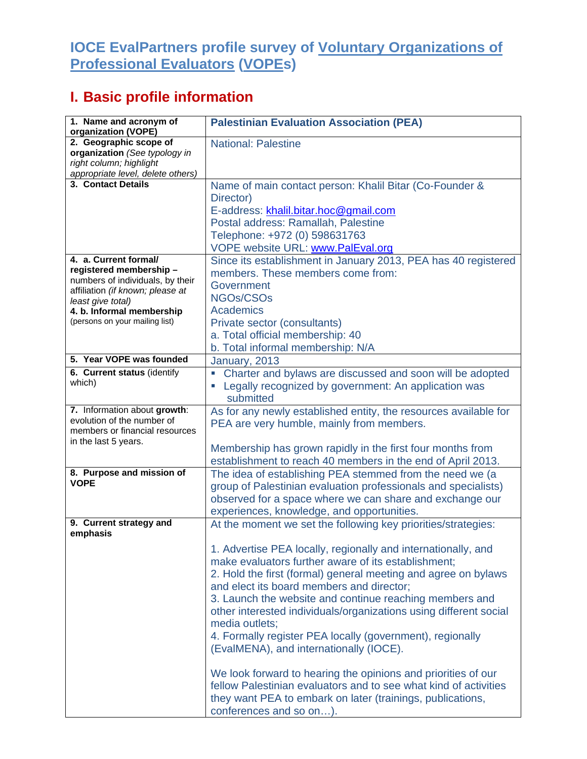# IOCE EvalPartners profile survey of Voluntary Organizations of Professional Evaluators (VOPEs)

## I. Basic profile information

| | |
|---|---|
| **1. Name and acronym of organization (VOPE)** | **Palestinian Evaluation Association (PEA)** |
| **2. Geographic scope of organization** *(See typology in right column; highlight appropriate level, delete others)* | National: Palestine |
| **3. Contact Details** | Name of main contact person: Khalil Bitar (Co-Founder & Director)<br>E-address: khalil.bitar.hoc@gmail.com<br>Postal address: Ramallah, Palestine<br>Telephone: +972 (0) 598631763<br>VOPE website URL: www.PalEval.org |
| **4. a. Current formal/ registered membership –** numbers of individuals, by their affiliation *(if known; please at least give total)*<br>**4. b. Informal membership** (persons on your mailing list) | Since its establishment in January 2013, PEA has 40 registered members. These members come from:<br>Government<br>NGOs/CSOs<br>Academics<br>Private sector (consultants)<br>a. Total official membership: 40<br>b. Total informal membership: N/A |
| **5. Year VOPE was founded** | January, 2013 |
| **6. Current status** (identify which) | ▪ Charter and bylaws are discussed and soon will be adopted<br>▪ Legally recognized by government: An application was submitted |
| **7.** Information about **growth**: evolution of the number of members or financial resources in the last 5 years. | As for any newly established entity, the resources available for PEA are very humble, mainly from members.<br><br>Membership has grown rapidly in the first four months from establishment to reach 40 members in the end of April 2013. |
| **8. Purpose and mission of VOPE** | The idea of establishing PEA stemmed from the need we (a group of Palestinian evaluation professionals and specialists) observed for a space where we can share and exchange our experiences, knowledge, and opportunities. |
| **9. Current strategy and emphasis** | At the moment we set the following key priorities/strategies:<br><br>1. Advertise PEA locally, regionally and internationally, and make evaluators further aware of its establishment;<br>2. Hold the first (formal) general meeting and agree on bylaws and elect its board members and director;<br>3. Launch the website and continue reaching members and other interested individuals/organizations using different social media outlets;<br>4. Formally register PEA locally (government), regionally (EvalMENA), and internationally (IOCE).<br><br>We look forward to hearing the opinions and priorities of our fellow Palestinian evaluators and to see what kind of activities they want PEA to embark on later (trainings, publications, conferences and so on…). |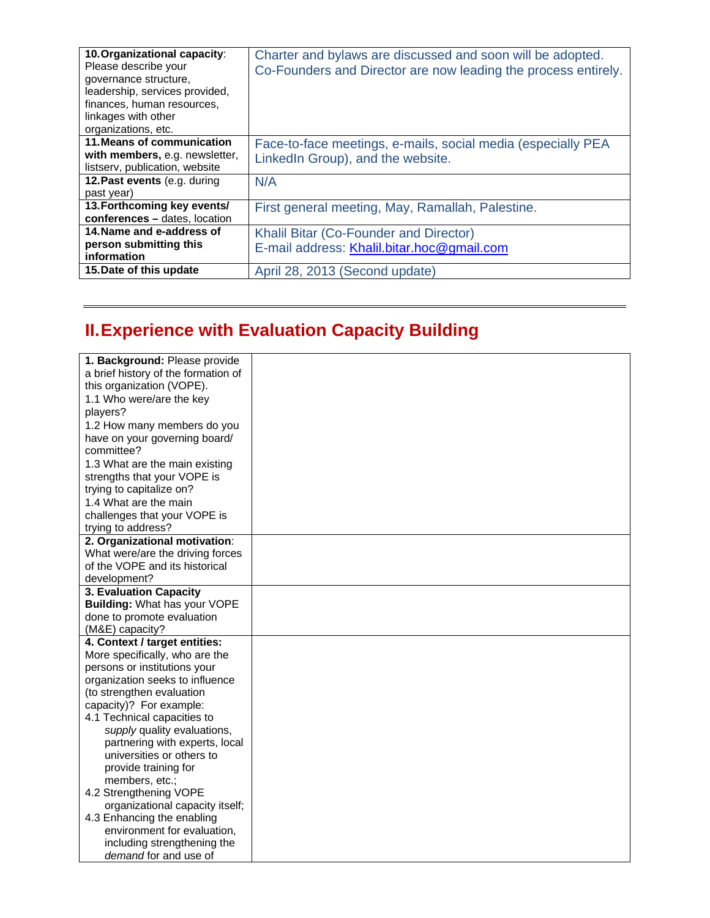| | |
|---|---|
| **10.Organizational capacity**: Please describe your governance structure, leadership, services provided, finances, human resources, linkages with other organizations, etc. | Charter and bylaws are discussed and soon will be adopted. Co-Founders and Director are now leading the process entirely. |
| **11.Means of communication with members,** e.g. newsletter, listserv, publication, website | Face-to-face meetings, e-mails, social media (especially PEA LinkedIn Group), and the website. |
| **12.Past events** (e.g. during past year) | N/A |
| **13.Forthcoming key events/ conferences –** dates, location | First general meeting, May, Ramallah, Palestine. |
| **14.Name and e-address of person submitting this information** | Khalil Bitar (Co-Founder and Director)<br>E-mail address: Khalil.bitar.hoc@gmail.com |
| **15.Date of this update** | April 28, 2013 (Second update) |

---

# II. Experience with Evaluation Capacity Building

| | |
|---|---|
| **1. Background:** Please provide a brief history of the formation of this organization (VOPE).<br>1.1 Who were/are the key players?<br>1.2 How many members do you have on your governing board/ committee?<br>1.3 What are the main existing strengths that your VOPE is trying to capitalize on?<br>1.4 What are the main challenges that your VOPE is trying to address? | |
| **2. Organizational motivation**: What were/are the driving forces of the VOPE and its historical development? | |
| **3. Evaluation Capacity Building:** What has your VOPE done to promote evaluation (M&E) capacity? | |
| **4. Context / target entities:** More specifically, who are the persons or institutions your organization seeks to influence (to strengthen evaluation capacity)? For example:<br>4.1 Technical capacities to *supply* quality evaluations, partnering with experts, local universities or others to provide training for members, etc.;<br>4.2 Strengthening VOPE organizational capacity itself;<br>4.3 Enhancing the enabling environment for evaluation, including strengthening the *demand* for and use of | |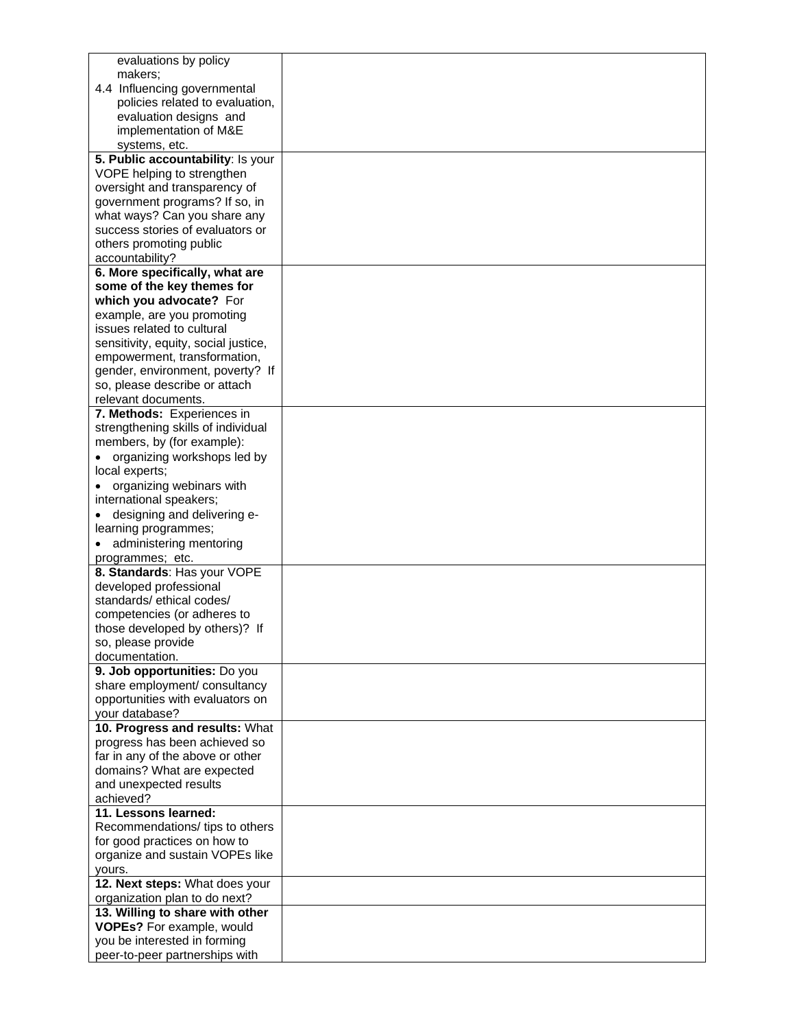| | |
|---|---|
| evaluations by policy makers;<br>4.4 Influencing governmental policies related to evaluation, evaluation designs and implementation of M&E systems, etc. | |
| **5. Public accountability**: Is your VOPE helping to strengthen oversight and transparency of government programs? If so, in what ways? Can you share any success stories of evaluators or others promoting public accountability? | |
| **6. More specifically, what are some of the key themes for which you advocate?** For example, are you promoting issues related to cultural sensitivity, equity, social justice, empowerment, transformation, gender, environment, poverty? If so, please describe or attach relevant documents. | |
| **7. Methods:** Experiences in strengthening skills of individual members, by (for example):<br>• organizing workshops led by local experts;<br>• organizing webinars with international speakers;<br>• designing and delivering e-learning programmes;<br>• administering mentoring programmes; etc. | |
| **8. Standards**: Has your VOPE developed professional standards/ ethical codes/ competencies (or adheres to those developed by others)? If so, please provide documentation. | |
| **9. Job opportunities:** Do you share employment/ consultancy opportunities with evaluators on your database? | |
| **10. Progress and results:** What progress has been achieved so far in any of the above or other domains? What are expected and unexpected results achieved? | |
| **11. Lessons learned:** Recommendations/ tips to others for good practices on how to organize and sustain VOPEs like yours. | |
| **12. Next steps:** What does your organization plan to do next? | |
| **13. Willing to share with other VOPEs?** For example, would you be interested in forming peer-to-peer partnerships with | |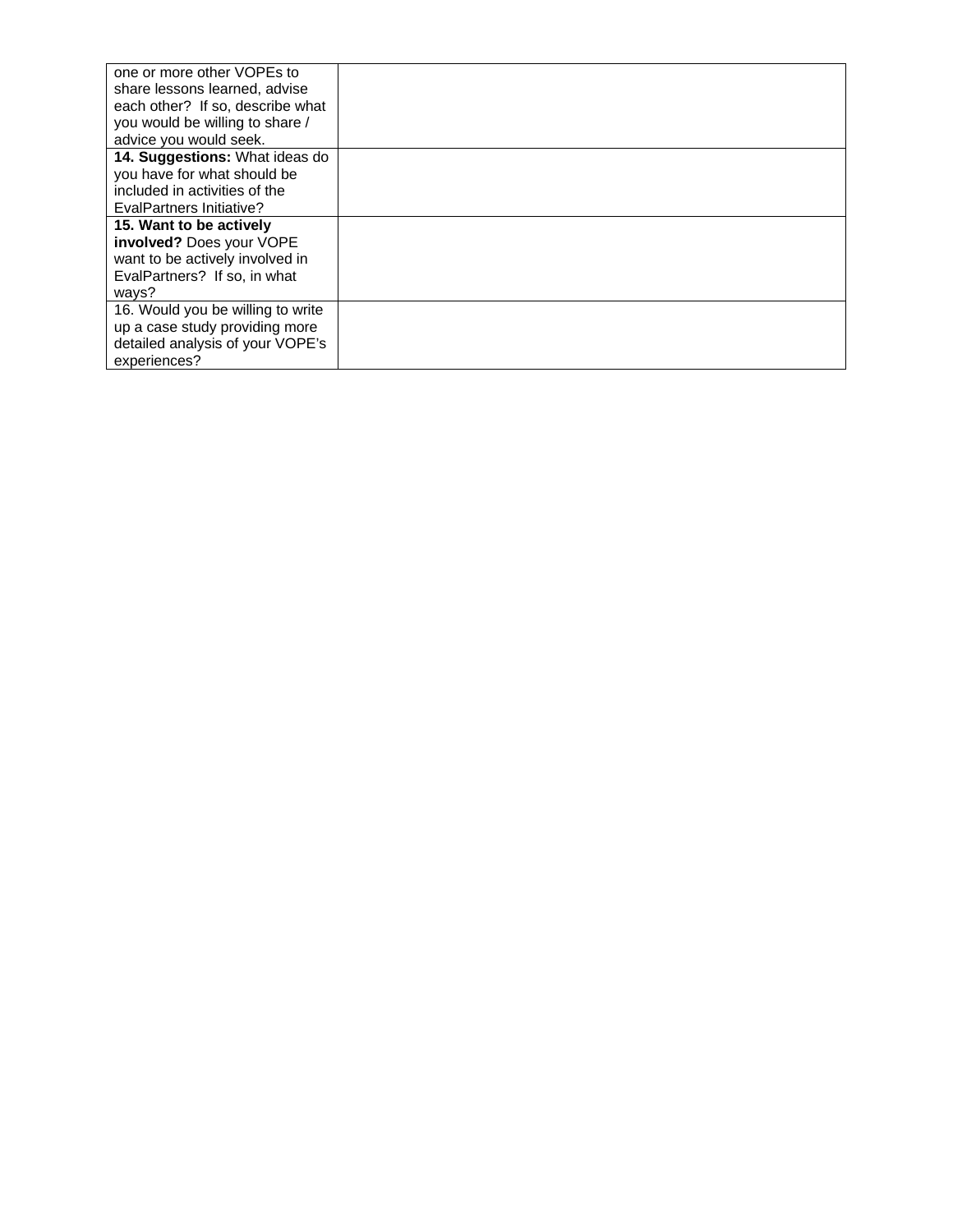| | |
|---|---|
| one or more other VOPEs to share lessons learned, advise each other? If so, describe what you would be willing to share / advice you would seek. | |
| **14. Suggestions:** What ideas do you have for what should be included in activities of the EvalPartners Initiative? | |
| **15. Want to be actively involved?** Does your VOPE want to be actively involved in EvalPartners? If so, in what ways? | |
| 16. Would you be willing to write up a case study providing more detailed analysis of your VOPE's experiences? | |